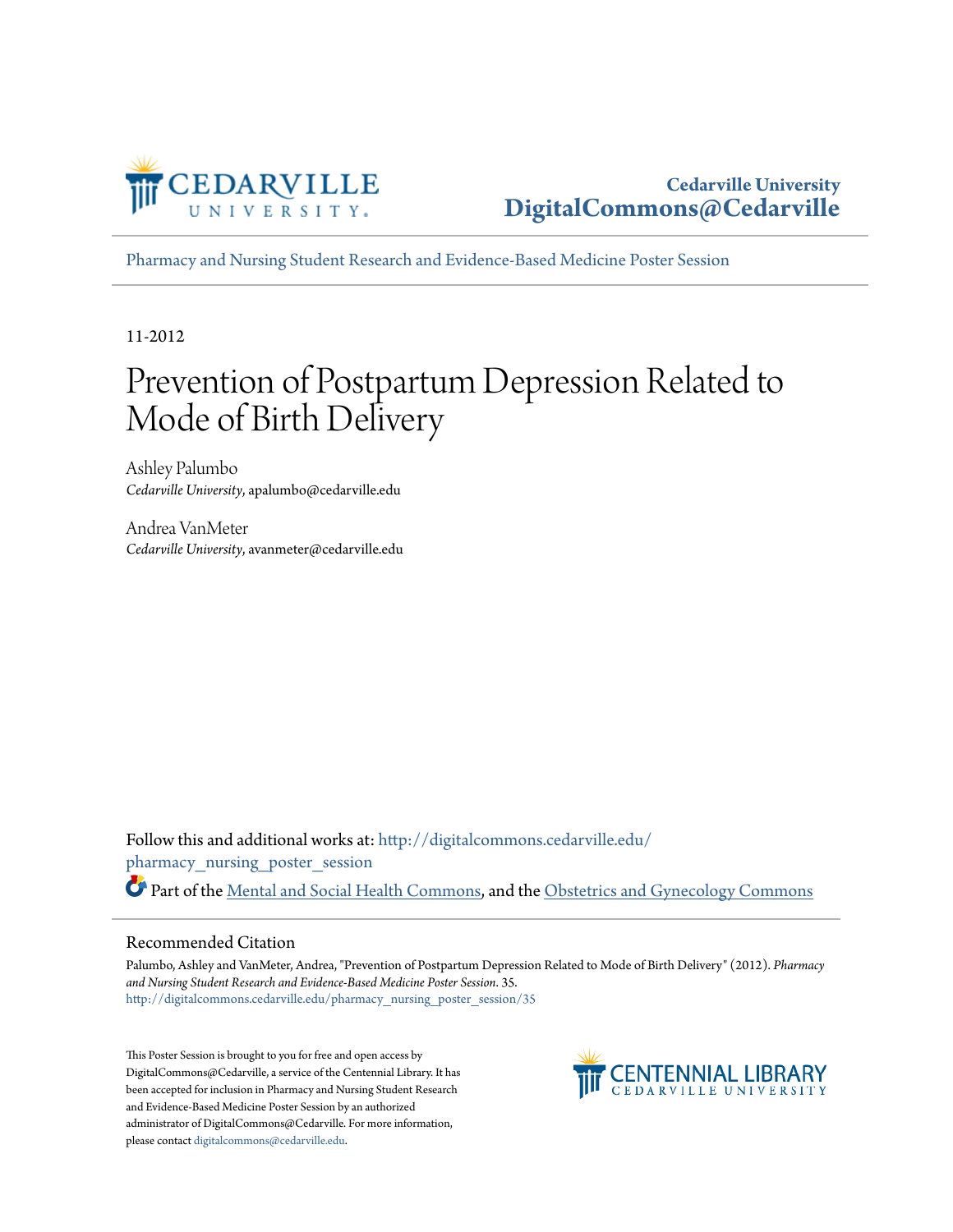Cedarville University
DigitalCommons@Cedarville

Pharmacy and Nursing Student Research and Evidence-Based Medicine Poster Session

11-2012

# Prevention of Postpartum Depression Related to Mode of Birth Delivery

Ashley Palumbo
*Cedarville University*, apalumbo@cedarville.edu

Andrea VanMeter
*Cedarville University*, avanmeter@cedarville.edu

Follow this and additional works at: http://digitalcommons.cedarville.edu/pharmacy_nursing_poster_session

Part of the Mental and Social Health Commons, and the Obstetrics and Gynecology Commons

## Recommended Citation

Palumbo, Ashley and VanMeter, Andrea, "Prevention of Postpartum Depression Related to Mode of Birth Delivery" (2012). *Pharmacy and Nursing Student Research and Evidence-Based Medicine Poster Session*. 35.
http://digitalcommons.cedarville.edu/pharmacy_nursing_poster_session/35

This Poster Session is brought to you for free and open access by DigitalCommons@Cedarville, a service of the Centennial Library. It has been accepted for inclusion in Pharmacy and Nursing Student Research and Evidence-Based Medicine Poster Session by an authorized administrator of DigitalCommons@Cedarville. For more information, please contact digitalcommons@cedarville.edu.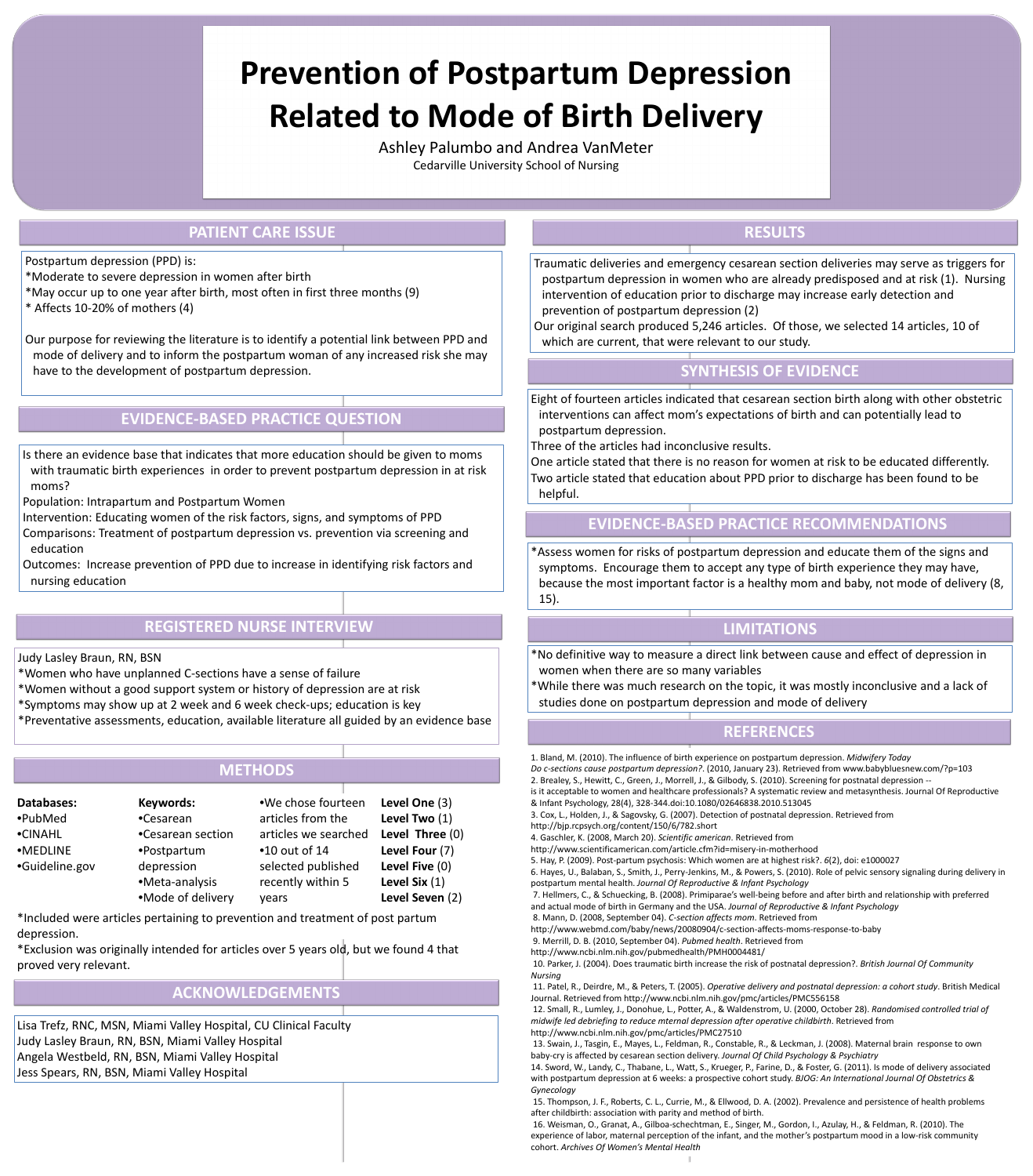# Prevention of Postpartum Depression Related to Mode of Birth Delivery

Ashley Palumbo and Andrea VanMeter

Cedarville University School of Nursing

## PATIENT CARE ISSUE

Postpartum depression (PPD) is:

*Moderate to severe depression in women after birth

*May occur up to one year after birth, most often in first three months (9)

* Affects 10-20% of mothers (4)

Our purpose for reviewing the literature is to identify a potential link between PPD and mode of delivery and to inform the postpartum woman of any increased risk she may have to the development of postpartum depression.

## EVIDENCE-BASED PRACTICE QUESTION

Is there an evidence base that indicates that more education should be given to moms with traumatic birth experiences in order to prevent postpartum depression in at risk moms?

Population: Intrapartum and Postpartum Women

Intervention: Educating women of the risk factors, signs, and symptoms of PPD

Comparisons: Treatment of postpartum depression vs. prevention via screening and education

Outcomes: Increase prevention of PPD due to increase in identifying risk factors and nursing education

## REGISTERED NURSE INTERVIEW

Judy Lasley Braun, RN, BSN

*Women who have unplanned C-sections have a sense of failure

*Women without a good support system or history of depression are at risk

*Symptoms may show up at 2 week and 6 week check-ups; education is key

*Preventative assessments, education, available literature all guided by an evidence base

## METHODS

**Databases:**
- PubMed
- CINAHL
- MEDLINE
- Guideline.gov

**Keywords:**
- Cesarean
- Cesarean section
- Postpartum depression
- Meta-analysis
- Mode of delivery

- We chose fourteen articles from the articles we searched
- 10 out of 14 selected published recently within 5 years

**Level One** (3)
**Level Two** (1)
**Level Three** (0)
**Level Four** (7)
**Level Five** (0)
**Level Six** (1)
**Level Seven** (2)

*Included were articles pertaining to prevention and treatment of post partum depression.

*Exclusion was originally intended for articles over 5 years old, but we found 4 that proved very relevant.

## ACKNOWLEDGEMENTS

Lisa Trefz, RNC, MSN, Miami Valley Hospital, CU Clinical Faculty

Judy Lasley Braun, RN, BSN, Miami Valley Hospital

Angela Westbeld, RN, BSN, Miami Valley Hospital

Jess Spears, RN, BSN, Miami Valley Hospital

## RESULTS

Traumatic deliveries and emergency cesarean section deliveries may serve as triggers for postpartum depression in women who are already predisposed and at risk (1). Nursing intervention of education prior to discharge may increase early detection and prevention of postpartum depression (2)

Our original search produced 5,246 articles. Of those, we selected 14 articles, 10 of which are current, that were relevant to our study.

## SYNTHESIS OF EVIDENCE

Eight of fourteen articles indicated that cesarean section birth along with other obstetric interventions can affect mom's expectations of birth and can potentially lead to postpartum depression.

Three of the articles had inconclusive results.

One article stated that there is no reason for women at risk to be educated differently.

Two article stated that education about PPD prior to discharge has been found to be helpful.

## EVIDENCE-BASED PRACTICE RECOMMENDATIONS

*Assess women for risks of postpartum depression and educate them of the signs and symptoms. Encourage them to accept any type of birth experience they may have, because the most important factor is a healthy mom and baby, not mode of delivery (8, 15).

## LIMITATIONS

*No definitive way to measure a direct link between cause and effect of depression in women when there are so many variables

*While there was much research on the topic, it was mostly inconclusive and a lack of studies done on postpartum depression and mode of delivery

## REFERENCES

1. Bland, M. (2010). The influence of birth experience on postpartum depression. *Midwifery Today Do c-sections cause postpartum depression?*. (2010, January 23). Retrieved from www.babybluesnew.com/?p=103
2. Brealey, S., Hewitt, C., Green, J., Morrell, J., & Gilbody, S. (2010). Screening for postnatal depression -- is it acceptable to women and healthcare professionals? A systematic review and metasynthesis. Journal Of Reproductive & Infant Psychology, 28(4), 328-344.doi:10.1080/02646838.2010.513045
3. Cox, L., Holden, J., & Sagovsky, G. (2007). Detection of postnatal depression. Retrieved from http://bjp.rcpsych.org/content/150/6/782.short
4. Gaschler, K. (2008, March 20). *Scientific american*. Retrieved from http://www.scientificamerican.com/article.cfm?id=misery-in-motherhood
5. Hay, P. (2009). Post-partum psychosis: Which women are at highest risk?. *6*(2), doi: e1000027
6. Hayes, U., Balaban, S., Smith, J., Perry-Jenkins, M., & Powers, S. (2010). Role of pelvic sensory signaling during delivery in postpartum mental health. *Journal Of Reproductive & Infant Psychology*
7. Hellmers, C., & Schuecking, B. (2008). Primiparae's well-being before and after birth and relationship with preferred and actual mode of birth in Germany and the USA. *Journal of Reproductive & Infant Psychology*
8. Mann, D. (2008, September 04). *C-section affects mom*. Retrieved from http://www.webmd.com/baby/news/20080904/c-section-affects-moms-response-to-baby
9. Merrill, D. B. (2010, September 04). *Pubmed health*. Retrieved from http://www.ncbi.nlm.nih.gov/pubmedhealth/PMH0004481/
10. Parker, J. (2004). Does traumatic birth increase the risk of postnatal depression?. *British Journal Of Community Nursing*
11. Patel, R., Deirdre, M., & Peters, T. (2005). *Operative delivery and postnatal depression: a cohort study*. British Medical Journal. Retrieved from http://www.ncbi.nlm.nih.gov/pmc/articles/PMC556158
12. Small, R., Lumley, J., Donohue, L., Potter, A., & Waldenstrom, U. (2000, October 28). *Randomised controlled trial of midwife led debriefing to reduce mternal depression after operative childbirth*. Retrieved from http://www.ncbi.nlm.nih.gov/pmc/articles/PMC27510
13. Swain, J., Tasgin, E., Mayes, L., Feldman, R., Constable, R., & Leckman, J. (2008). Maternal brain response to own baby-cry is affected by cesarean section delivery. *Journal Of Child Psychology & Psychiatry*
14. Sword, W., Landy, C., Thabane, L., Watt, S., Krueger, P., Farine, D., & Foster, G. (2011). Is mode of delivery associated with postpartum depression at 6 weeks: a prospective cohort study. *BJOG: An International Journal Of Obstetrics & Gynecology*
15. Thompson, J. F., Roberts, C. L., Currie, M., & Ellwood, D. A. (2002). Prevalence and persistence of health problems after childbirth: association with parity and method of birth.
16. Weisman, O., Granat, A., Gilboa-schechtman, E., Singer, M., Gordon, I., Azulay, H., & Feldman, R. (2010). The experience of labor, maternal perception of the infant, and the mother's postpartum mood in a low-risk community cohort. *Archives Of Women's Mental Health*